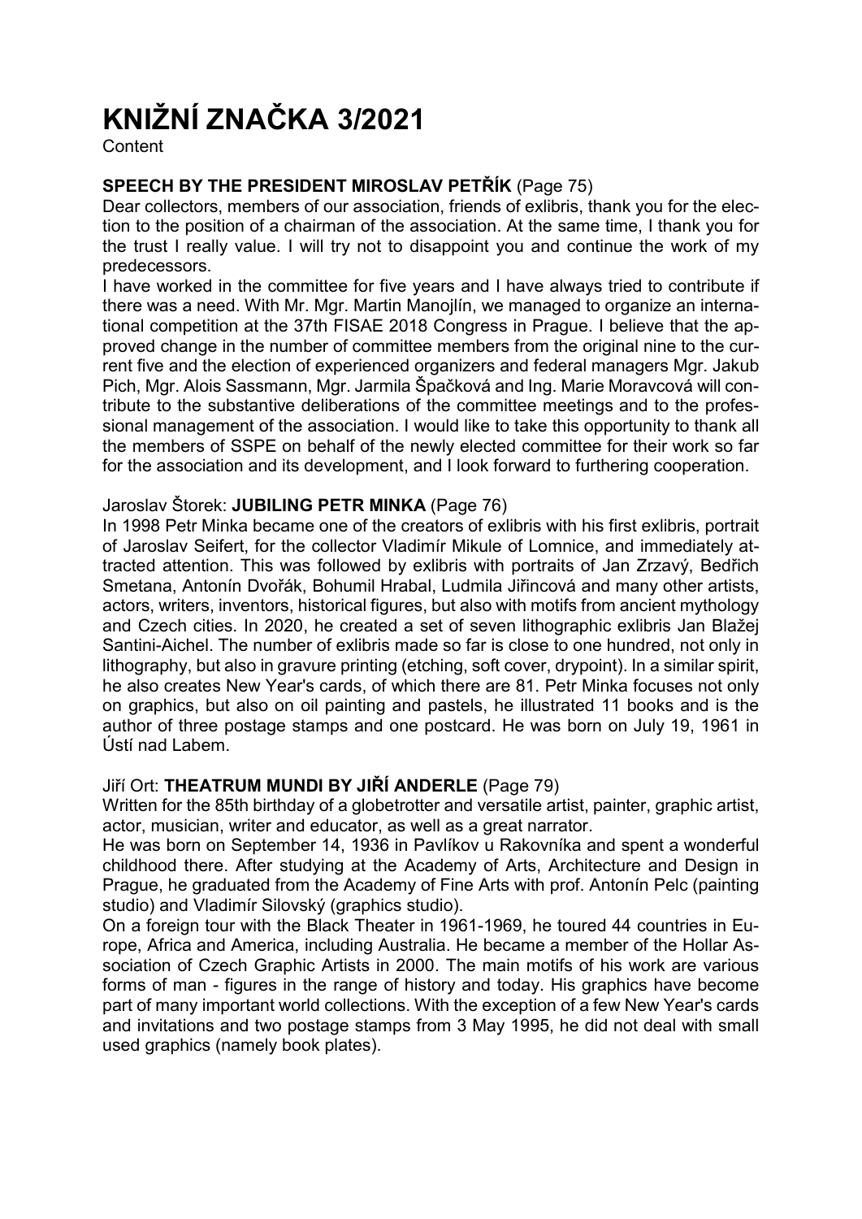# KNIŽNÍ ZNAČKA 3/2021

Content

**SPEECH BY THE PRESIDENT MIROSLAV PETŘÍK** (Page 75)

Dear collectors, members of our association, friends of exlibris, thank you for the election to the position of a chairman of the association. At the same time, I thank you for the trust I really value. I will try not to disappoint you and continue the work of my predecessors.

I have worked in the committee for five years and I have always tried to contribute if there was a need. With Mr. Mgr. Martin Manojlín, we managed to organize an international competition at the 37th FISAE 2018 Congress in Prague. I believe that the approved change in the number of committee members from the original nine to the current five and the election of experienced organizers and federal managers Mgr. Jakub Pich, Mgr. Alois Sassmann, Mgr. Jarmila Špačková and Ing. Marie Moravcová will contribute to the substantive deliberations of the committee meetings and to the professional management of the association. I would like to take this opportunity to thank all the members of SSPE on behalf of the newly elected committee for their work so far for the association and its development, and I look forward to furthering cooperation.

Jaroslav Štorek: **JUBILING PETR MINKA** (Page 76)

In 1998 Petr Minka became one of the creators of exlibris with his first exlibris, portrait of Jaroslav Seifert, for the collector Vladimír Mikule of Lomnice, and immediately attracted attention. This was followed by exlibris with portraits of Jan Zrzavý, Bedřich Smetana, Antonín Dvořák, Bohumil Hrabal, Ludmila Jiřincová and many other artists, actors, writers, inventors, historical figures, but also with motifs from ancient mythology and Czech cities. In 2020, he created a set of seven lithographic exlibris Jan Blažej Santini-Aichel. The number of exlibris made so far is close to one hundred, not only in lithography, but also in gravure printing (etching, soft cover, drypoint). In a similar spirit, he also creates New Year's cards, of which there are 81. Petr Minka focuses not only on graphics, but also on oil painting and pastels, he illustrated 11 books and is the author of three postage stamps and one postcard. He was born on July 19, 1961 in Ústí nad Labem.

Jiří Ort: **THEATRUM MUNDI BY JIŘÍ ANDERLE** (Page 79)

Written for the 85th birthday of a globetrotter and versatile artist, painter, graphic artist, actor, musician, writer and educator, as well as a great narrator.

He was born on September 14, 1936 in Pavlíkov u Rakovníka and spent a wonderful childhood there. After studying at the Academy of Arts, Architecture and Design in Prague, he graduated from the Academy of Fine Arts with prof. Antonín Pelc (painting studio) and Vladimír Silovský (graphics studio).

On a foreign tour with the Black Theater in 1961-1969, he toured 44 countries in Europe, Africa and America, including Australia. He became a member of the Hollar Association of Czech Graphic Artists in 2000. The main motifs of his work are various forms of man - figures in the range of history and today. His graphics have become part of many important world collections. With the exception of a few New Year's cards and invitations and two postage stamps from 3 May 1995, he did not deal with small used graphics (namely book plates).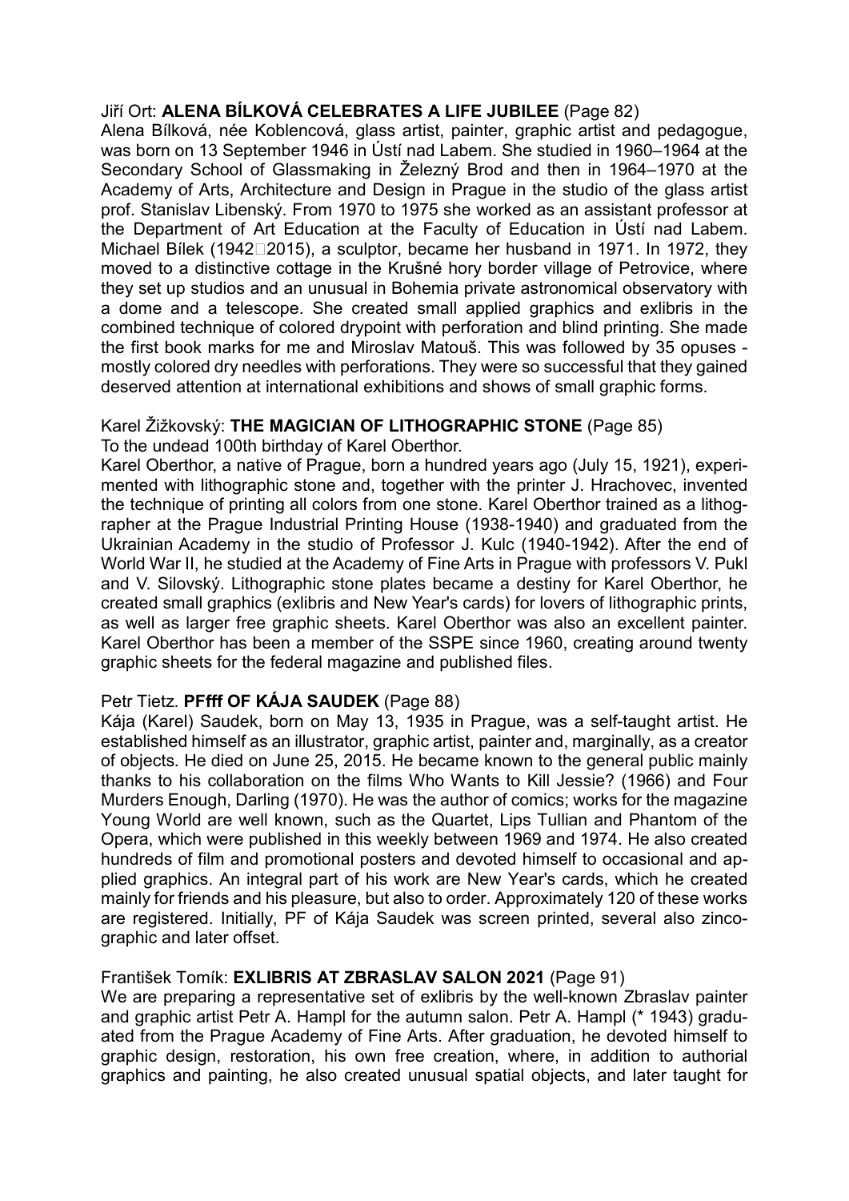Jiří Ort: **ALENA BÍLKOVÁ CELEBRATES A LIFE JUBILEE** (Page 82)

Alena Bílková, née Koblencová, glass artist, painter, graphic artist and pedagogue, was born on 13 September 1946 in Ústí nad Labem. She studied in 1960–1964 at the Secondary School of Glassmaking in Železný Brod and then in 1964–1970 at the Academy of Arts, Architecture and Design in Prague in the studio of the glass artist prof. Stanislav Libenský. From 1970 to 1975 she worked as an assistant professor at the Department of Art Education at the Faculty of Education in Ústí nad Labem. Michael Bílek (1942–2015), a sculptor, became her husband in 1971. In 1972, they moved to a distinctive cottage in the Krušné hory border village of Petrovice, where they set up studios and an unusual in Bohemia private astronomical observatory with a dome and a telescope. She created small applied graphics and exlibris in the combined technique of colored drypoint with perforation and blind printing. She made the first book marks for me and Miroslav Matouš. This was followed by 35 opuses - mostly colored dry needles with perforations. They were so successful that they gained deserved attention at international exhibitions and shows of small graphic forms.

Karel Žižkovský: **THE MAGICIAN OF LITHOGRAPHIC STONE** (Page 85)

To the undead 100th birthday of Karel Oberthor.

Karel Oberthor, a native of Prague, born a hundred years ago (July 15, 1921), experimented with lithographic stone and, together with the printer J. Hrachovec, invented the technique of printing all colors from one stone. Karel Oberthor trained as a lithographer at the Prague Industrial Printing House (1938-1940) and graduated from the Ukrainian Academy in the studio of Professor J. Kulc (1940-1942). After the end of World War II, he studied at the Academy of Fine Arts in Prague with professors V. Pukl and V. Silovský. Lithographic stone plates became a destiny for Karel Oberthor, he created small graphics (exlibris and New Year's cards) for lovers of lithographic prints, as well as larger free graphic sheets. Karel Oberthor was also an excellent painter. Karel Oberthor has been a member of the SSPE since 1960, creating around twenty graphic sheets for the federal magazine and published files.

Petr Tietz. **PFfff OF KÁJA SAUDEK** (Page 88)

Kája (Karel) Saudek, born on May 13, 1935 in Prague, was a self-taught artist. He established himself as an illustrator, graphic artist, painter and, marginally, as a creator of objects. He died on June 25, 2015. He became known to the general public mainly thanks to his collaboration on the films Who Wants to Kill Jessie? (1966) and Four Murders Enough, Darling (1970). He was the author of comics; works for the magazine Young World are well known, such as the Quartet, Lips Tullian and Phantom of the Opera, which were published in this weekly between 1969 and 1974. He also created hundreds of film and promotional posters and devoted himself to occasional and applied graphics. An integral part of his work are New Year's cards, which he created mainly for friends and his pleasure, but also to order. Approximately 120 of these works are registered. Initially, PF of Kája Saudek was screen printed, several also zincographic and later offset.

František Tomík: **EXLIBRIS AT ZBRASLAV SALON 2021** (Page 91)

We are preparing a representative set of exlibris by the well-known Zbraslav painter and graphic artist Petr A. Hampl for the autumn salon. Petr A. Hampl (* 1943) graduated from the Prague Academy of Fine Arts. After graduation, he devoted himself to graphic design, restoration, his own free creation, where, in addition to authorial graphics and painting, he also created unusual spatial objects, and later taught for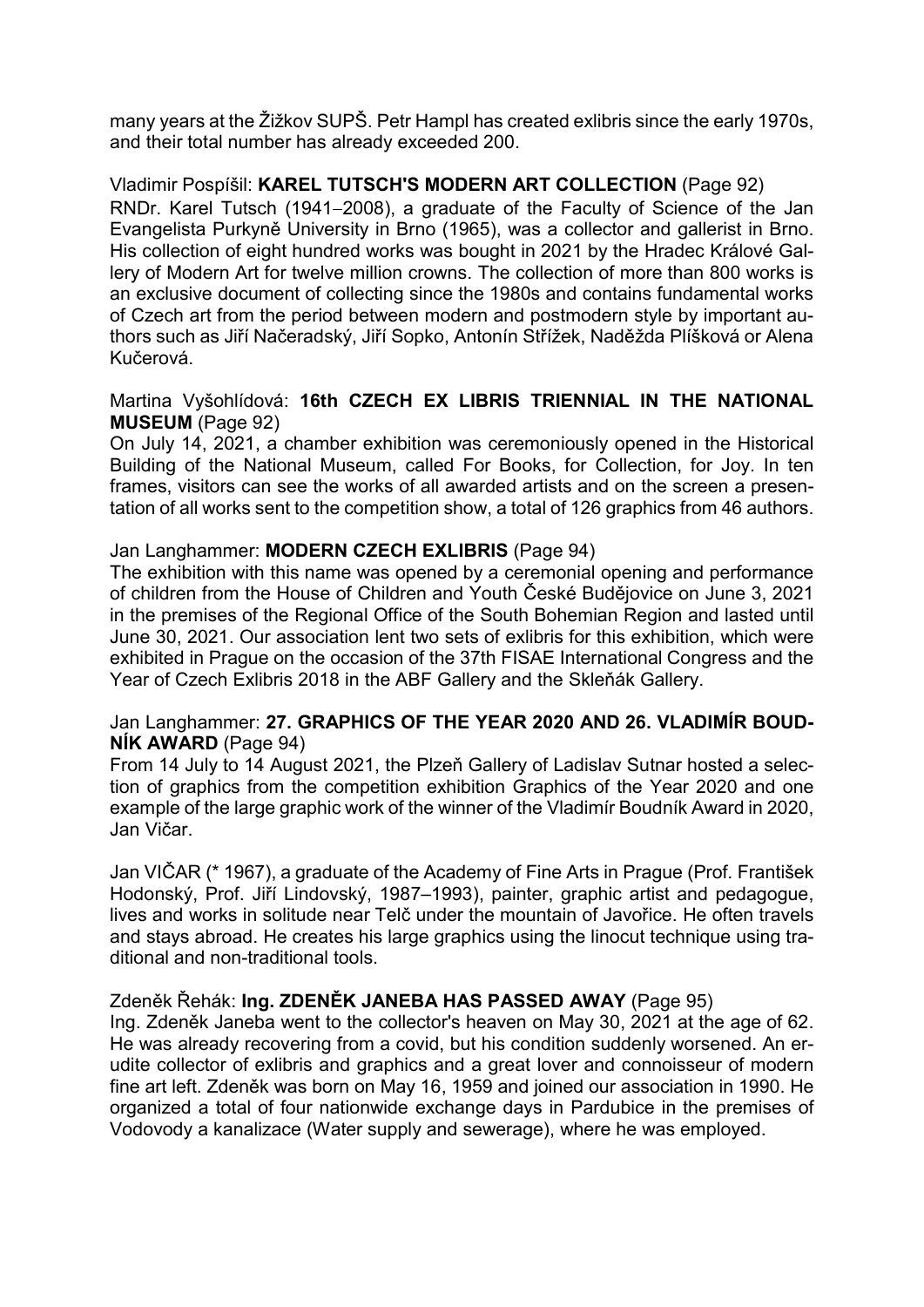many years at the Žižkov SUPŠ. Petr Hampl has created exlibris since the early 1970s, and their total number has already exceeded 200.

Vladimir Pospíšil: **KAREL TUTSCH'S MODERN ART COLLECTION** (Page 92)
RNDr. Karel Tutsch (1941–2008), a graduate of the Faculty of Science of the Jan Evangelista Purkyně University in Brno (1965), was a collector and gallerist in Brno. His collection of eight hundred works was bought in 2021 by the Hradec Králové Gallery of Modern Art for twelve million crowns. The collection of more than 800 works is an exclusive document of collecting since the 1980s and contains fundamental works of Czech art from the period between modern and postmodern style by important authors such as Jiří Načeradský, Jiří Sopko, Antonín Střížek, Naděžda Plíšková or Alena Kučerová.

Martina Vyšohlídová: **16th CZECH EX LIBRIS TRIENNIAL IN THE NATIONAL MUSEUM** (Page 92)
On July 14, 2021, a chamber exhibition was ceremoniously opened in the Historical Building of the National Museum, called For Books, for Collection, for Joy. In ten frames, visitors can see the works of all awarded artists and on the screen a presentation of all works sent to the competition show, a total of 126 graphics from 46 authors.

Jan Langhammer: **MODERN CZECH EXLIBRIS** (Page 94)
The exhibition with this name was opened by a ceremonial opening and performance of children from the House of Children and Youth České Budějovice on June 3, 2021 in the premises of the Regional Office of the South Bohemian Region and lasted until June 30, 2021. Our association lent two sets of exlibris for this exhibition, which were exhibited in Prague on the occasion of the 37th FISAE International Congress and the Year of Czech Exlibris 2018 in the ABF Gallery and the Skleňák Gallery.

Jan Langhammer: **27. GRAPHICS OF THE YEAR 2020 AND 26. VLADIMÍR BOUDNÍK AWARD** (Page 94)
From 14 July to 14 August 2021, the Plzeň Gallery of Ladislav Sutnar hosted a selection of graphics from the competition exhibition Graphics of the Year 2020 and one example of the large graphic work of the winner of the Vladimír Boudník Award in 2020, Jan Vičar.

Jan VIČAR (* 1967), a graduate of the Academy of Fine Arts in Prague (Prof. František Hodonský, Prof. Jiří Lindovský, 1987–1993), painter, graphic artist and pedagogue, lives and works in solitude near Telč under the mountain of Javořice. He often travels and stays abroad. He creates his large graphics using the linocut technique using traditional and non-traditional tools.

Zdeněk Řehák: **Ing. ZDENĚK JANEBA HAS PASSED AWAY** (Page 95)
Ing. Zdeněk Janeba went to the collector's heaven on May 30, 2021 at the age of 62. He was already recovering from a covid, but his condition suddenly worsened. An erudite collector of exlibris and graphics and a great lover and connoisseur of modern fine art left. Zdeněk was born on May 16, 1959 and joined our association in 1990. He organized a total of four nationwide exchange days in Pardubice in the premises of Vodovody a kanalizace (Water supply and sewerage), where he was employed.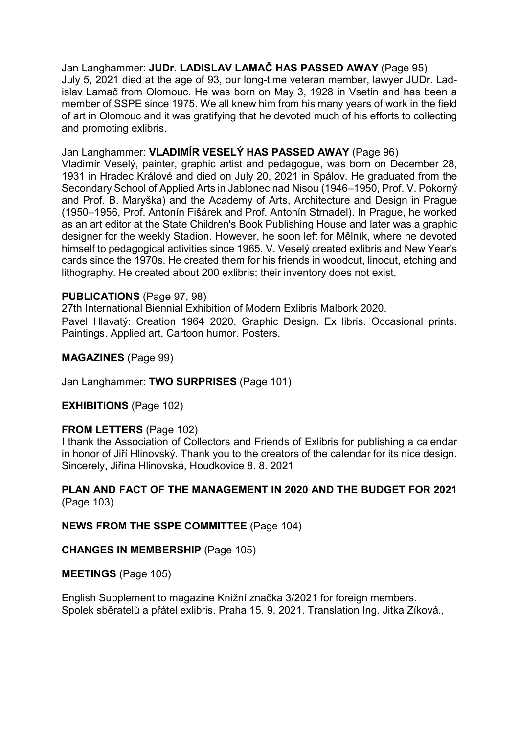Jan Langhammer: **JUDr. LADISLAV LAMAČ HAS PASSED AWAY** (Page 95)
July 5, 2021 died at the age of 93, our long-time veteran member, lawyer JUDr. Ladislav Lamač from Olomouc. He was born on May 3, 1928 in Vsetín and has been a member of SSPE since 1975. We all knew him from his many years of work in the field of art in Olomouc and it was gratifying that he devoted much of his efforts to collecting and promoting exlibris.

Jan Langhammer: **VLADIMÍR VESELÝ HAS PASSED AWAY** (Page 96)
Vladimír Veselý, painter, graphic artist and pedagogue, was born on December 28, 1931 in Hradec Králové and died on July 20, 2021 in Spálov. He graduated from the Secondary School of Applied Arts in Jablonec nad Nisou (1946–1950, Prof. V. Pokorný and Prof. B. Maryška) and the Academy of Arts, Architecture and Design in Prague (1950–1956, Prof. Antonín Fišárek and Prof. Antonín Strnadel). In Prague, he worked as an art editor at the State Children's Book Publishing House and later was a graphic designer for the weekly Stadion. However, he soon left for Mělník, where he devoted himself to pedagogical activities since 1965. V. Veselý created exlibris and New Year's cards since the 1970s. He created them for his friends in woodcut, linocut, etching and lithography. He created about 200 exlibris; their inventory does not exist.

**PUBLICATIONS** (Page 97, 98)
27th International Biennial Exhibition of Modern Exlibris Malbork 2020.
Pavel Hlavatý: Creation 1964–2020. Graphic Design. Ex libris. Occasional prints. Paintings. Applied art. Cartoon humor. Posters.

**MAGAZINES** (Page 99)

Jan Langhammer: **TWO SURPRISES** (Page 101)

**EXHIBITIONS** (Page 102)

**FROM LETTERS** (Page 102)
I thank the Association of Collectors and Friends of Exlibris for publishing a calendar in honor of Jiří Hlinovský. Thank you to the creators of the calendar for its nice design. Sincerely, Jiřina Hlinovská, Houdkovice 8. 8. 2021

**PLAN AND FACT OF THE MANAGEMENT IN 2020 AND THE BUDGET FOR 2021** (Page 103)

**NEWS FROM THE SSPE COMMITTEE** (Page 104)

**CHANGES IN MEMBERSHIP** (Page 105)

**MEETINGS** (Page 105)

English Supplement to magazine Knižní značka 3/2021 for foreign members.
Spolek sběratelů a přátel exlibris. Praha 15. 9. 2021. Translation Ing. Jitka Zíková.,